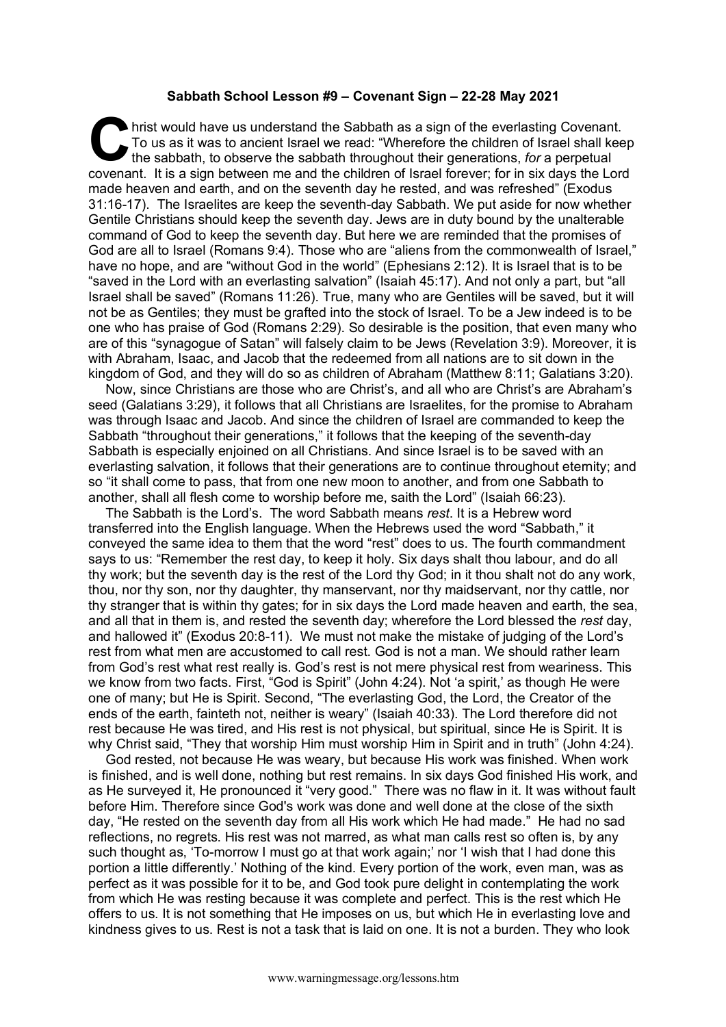**Sabbath School Lesson #9 – Covenant Sign – 22-28 May 2021**

Christ would have us understand the Sabbath as a sign of the everlasting Covenant. To us as it was to ancient Israel we read: "Wherefore the children of Israel shall keep the sabbath, to observe the sabbath throughout their generations, *for* a perpetual covenant. It is a sign between me and the children of Israel forever; for in six days the Lord made heaven and earth, and on the seventh day he rested, and was refreshed" (Exodus 31:16-17). The Israelites are keep the seventh-day Sabbath. We put aside for now whether Gentile Christians should keep the seventh day. Jews are in duty bound by the unalterable command of God to keep the seventh day. But here we are reminded that the promises of God are all to Israel (Romans 9:4). Those who are "aliens from the commonwealth of Israel," have no hope, and are "without God in the world" (Ephesians 2:12). It is Israel that is to be "saved in the Lord with an everlasting salvation" (Isaiah 45:17). And not only a part, but "all Israel shall be saved" (Romans 11:26). True, many who are Gentiles will be saved, but it will not be as Gentiles; they must be grafted into the stock of Israel. To be a Jew indeed is to be one who has praise of God (Romans 2:29). So desirable is the position, that even many who are of this "synagogue of Satan" will falsely claim to be Jews (Revelation 3:9). Moreover, it is with Abraham, Isaac, and Jacob that the redeemed from all nations are to sit down in the kingdom of God, and they will do so as children of Abraham (Matthew 8:11; Galatians 3:20).

Now, since Christians are those who are Christ's, and all who are Christ's are Abraham's seed (Galatians 3:29), it follows that all Christians are Israelites, for the promise to Abraham was through Isaac and Jacob. And since the children of Israel are commanded to keep the Sabbath "throughout their generations," it follows that the keeping of the seventh-day Sabbath is especially enjoined on all Christians. And since Israel is to be saved with an everlasting salvation, it follows that their generations are to continue throughout eternity; and so "it shall come to pass, that from one new moon to another, and from one Sabbath to another, shall all flesh come to worship before me, saith the Lord" (Isaiah 66:23).

The Sabbath is the Lord's. The word Sabbath means *rest*. It is a Hebrew word transferred into the English language. When the Hebrews used the word "Sabbath," it conveyed the same idea to them that the word "rest" does to us. The fourth commandment says to us: "Remember the rest day, to keep it holy. Six days shalt thou labour, and do all thy work; but the seventh day is the rest of the Lord thy God; in it thou shalt not do any work, thou, nor thy son, nor thy daughter, thy manservant, nor thy maidservant, nor thy cattle, nor thy stranger that is within thy gates; for in six days the Lord made heaven and earth, the sea, and all that in them is, and rested the seventh day; wherefore the Lord blessed the *rest* day, and hallowed it" (Exodus 20:8-11). We must not make the mistake of judging of the Lord's rest from what men are accustomed to call rest. God is not a man. We should rather learn from God's rest what rest really is. God's rest is not mere physical rest from weariness. This we know from two facts. First, "God is Spirit" (John 4:24). Not 'a spirit,' as though He were one of many; but He is Spirit. Second, "The everlasting God, the Lord, the Creator of the ends of the earth, fainteth not, neither is weary" (Isaiah 40:33). The Lord therefore did not rest because He was tired, and His rest is not physical, but spiritual, since He is Spirit. It is why Christ said, "They that worship Him must worship Him in Spirit and in truth" (John 4:24).

God rested, not because He was weary, but because His work was finished. When work is finished, and is well done, nothing but rest remains. In six days God finished His work, and as He surveyed it, He pronounced it "very good." There was no flaw in it. It was without fault before Him. Therefore since God's work was done and well done at the close of the sixth day, "He rested on the seventh day from all His work which He had made." He had no sad reflections, no regrets. His rest was not marred, as what man calls rest so often is, by any such thought as, 'To-morrow I must go at that work again;' nor 'I wish that I had done this portion a little differently.' Nothing of the kind. Every portion of the work, even man, was as perfect as it was possible for it to be, and God took pure delight in contemplating the work from which He was resting because it was complete and perfect. This is the rest which He offers to us. It is not something that He imposes on us, but which He in everlasting love and kindness gives to us. Rest is not a task that is laid on one. It is not a burden. They who look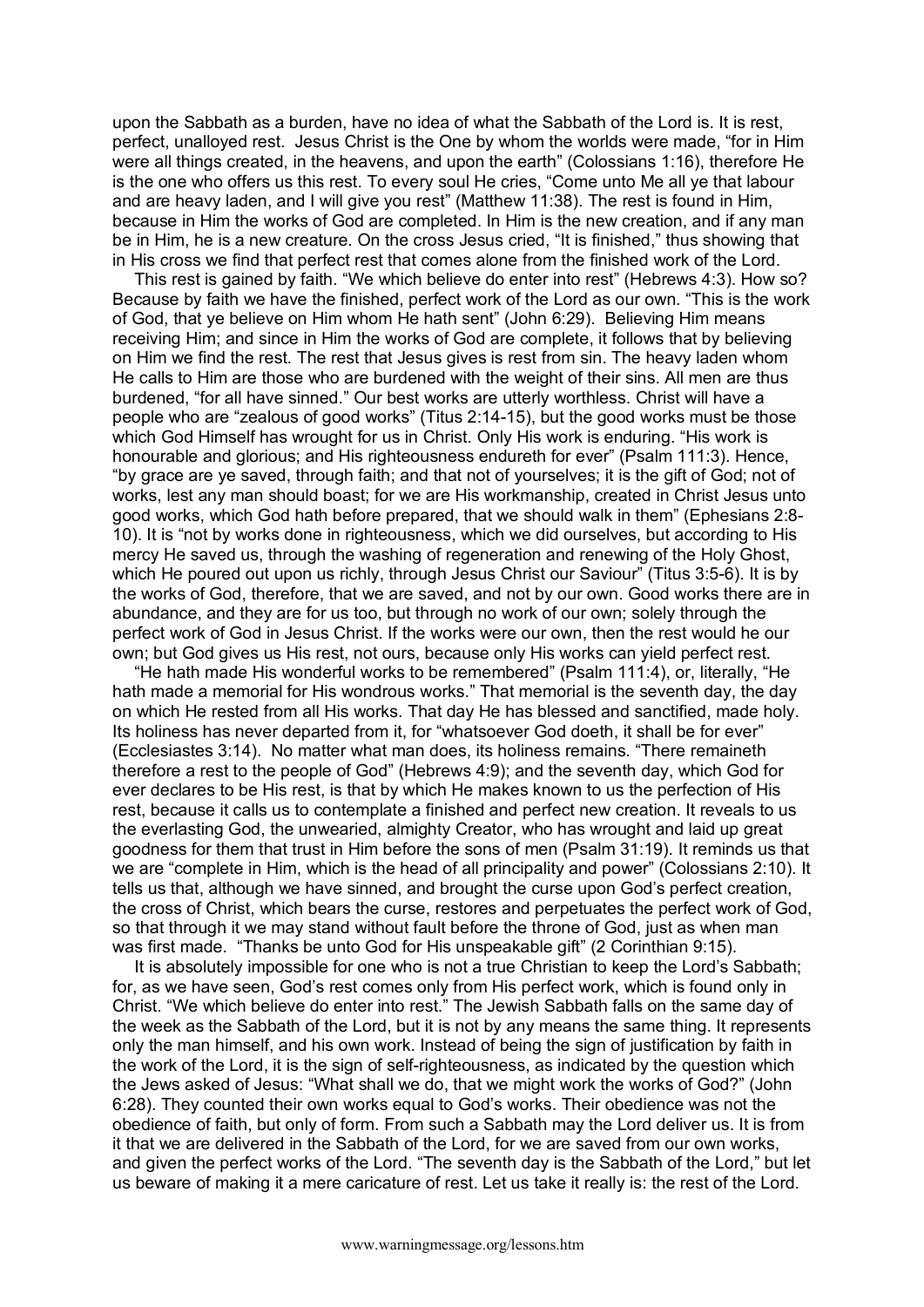upon the Sabbath as a burden, have no idea of what the Sabbath of the Lord is. It is rest, perfect, unalloyed rest. Jesus Christ is the One by whom the worlds were made, "for in Him were all things created, in the heavens, and upon the earth" (Colossians 1:16), therefore He is the one who offers us this rest. To every soul He cries, "Come unto Me all ye that labour and are heavy laden, and I will give you rest" (Matthew 11:38). The rest is found in Him, because in Him the works of God are completed. In Him is the new creation, and if any man be in Him, he is a new creature. On the cross Jesus cried, "It is finished," thus showing that in His cross we find that perfect rest that comes alone from the finished work of the Lord.

This rest is gained by faith. "We which believe do enter into rest" (Hebrews 4:3). How so? Because by faith we have the finished, perfect work of the Lord as our own. "This is the work of God, that ye believe on Him whom He hath sent" (John 6:29). Believing Him means receiving Him; and since in Him the works of God are complete, it follows that by believing on Him we find the rest. The rest that Jesus gives is rest from sin. The heavy laden whom He calls to Him are those who are burdened with the weight of their sins. All men are thus burdened, "for all have sinned." Our best works are utterly worthless. Christ will have a people who are "zealous of good works" (Titus 2:14-15), but the good works must be those which God Himself has wrought for us in Christ. Only His work is enduring. "His work is honourable and glorious; and His righteousness endureth for ever" (Psalm 111:3). Hence, "by grace are ye saved, through faith; and that not of yourselves; it is the gift of God; not of works, lest any man should boast; for we are His workmanship, created in Christ Jesus unto good works, which God hath before prepared, that we should walk in them" (Ephesians 2:8-10). It is "not by works done in righteousness, which we did ourselves, but according to His mercy He saved us, through the washing of regeneration and renewing of the Holy Ghost, which He poured out upon us richly, through Jesus Christ our Saviour" (Titus 3:5-6). It is by the works of God, therefore, that we are saved, and not by our own. Good works there are in abundance, and they are for us too, but through no work of our own; solely through the perfect work of God in Jesus Christ. If the works were our own, then the rest would he our own; but God gives us His rest, not ours, because only His works can yield perfect rest.

"He hath made His wonderful works to be remembered" (Psalm 111:4), or, literally, "He hath made a memorial for His wondrous works." That memorial is the seventh day, the day on which He rested from all His works. That day He has blessed and sanctified, made holy. Its holiness has never departed from it, for "whatsoever God doeth, it shall be for ever" (Ecclesiastes 3:14). No matter what man does, its holiness remains. "There remaineth therefore a rest to the people of God" (Hebrews 4:9); and the seventh day, which God for ever declares to be His rest, is that by which He makes known to us the perfection of His rest, because it calls us to contemplate a finished and perfect new creation. It reveals to us the everlasting God, the unwearied, almighty Creator, who has wrought and laid up great goodness for them that trust in Him before the sons of men (Psalm 31:19). It reminds us that we are "complete in Him, which is the head of all principality and power" (Colossians 2:10). It tells us that, although we have sinned, and brought the curse upon God's perfect creation, the cross of Christ, which bears the curse, restores and perpetuates the perfect work of God, so that through it we may stand without fault before the throne of God, just as when man was first made. "Thanks be unto God for His unspeakable gift" (2 Corinthian 9:15).

It is absolutely impossible for one who is not a true Christian to keep the Lord's Sabbath; for, as we have seen, God's rest comes only from His perfect work, which is found only in Christ. "We which believe do enter into rest." The Jewish Sabbath falls on the same day of the week as the Sabbath of the Lord, but it is not by any means the same thing. It represents only the man himself, and his own work. Instead of being the sign of justification by faith in the work of the Lord, it is the sign of self-righteousness, as indicated by the question which the Jews asked of Jesus: "What shall we do, that we might work the works of God?" (John 6:28). They counted their own works equal to God's works. Their obedience was not the obedience of faith, but only of form. From such a Sabbath may the Lord deliver us. It is from it that we are delivered in the Sabbath of the Lord, for we are saved from our own works, and given the perfect works of the Lord. "The seventh day is the Sabbath of the Lord," but let us beware of making it a mere caricature of rest. Let us take it really is: the rest of the Lord.

www.warningmessage.org/lessons.htm